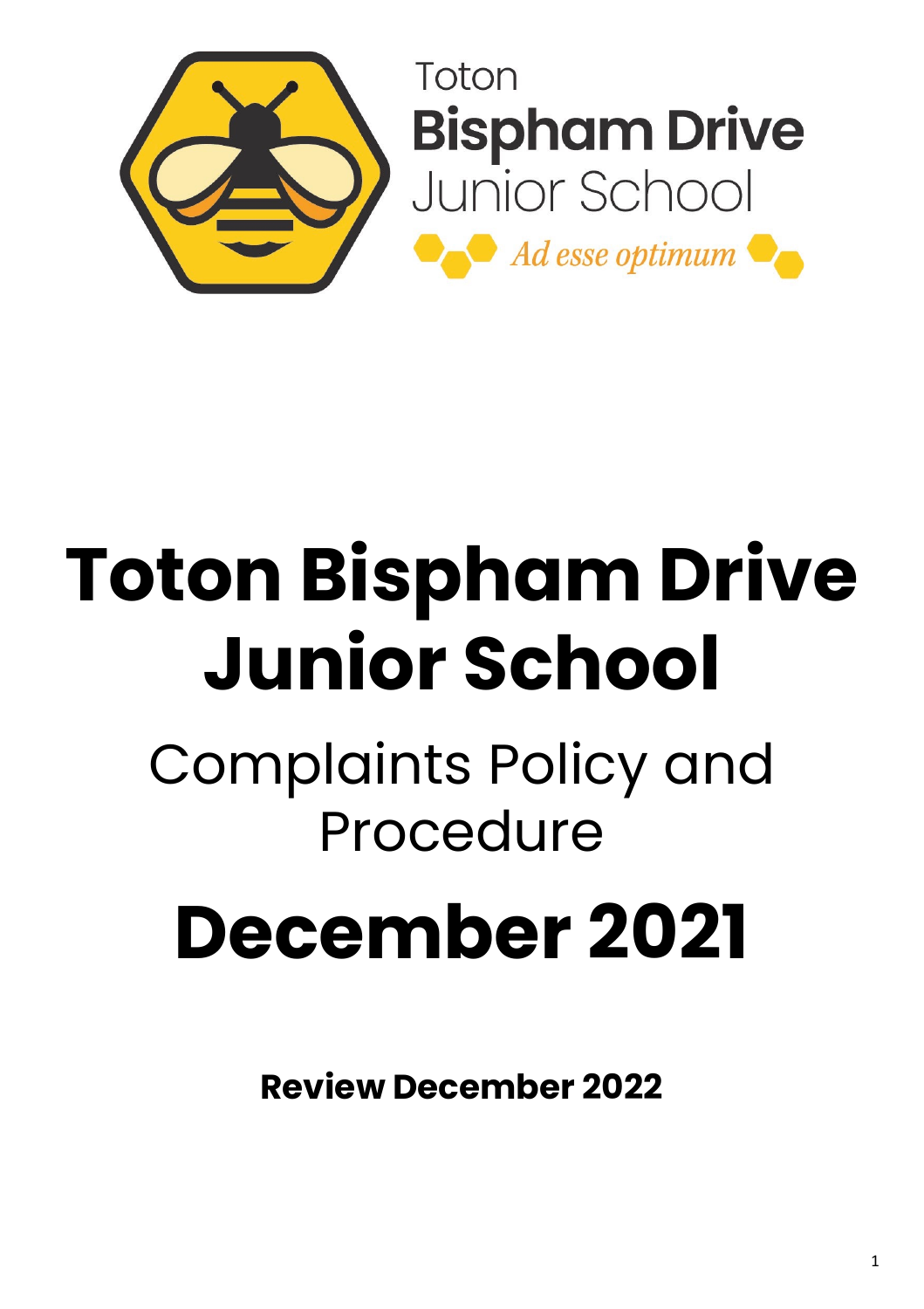Toton
**Bispham Drive**
Junior School
*Ad esse optimum*

# Toton Bispham Drive Junior School

## Complaints Policy and Procedure

# December 2021

**Review December 2022**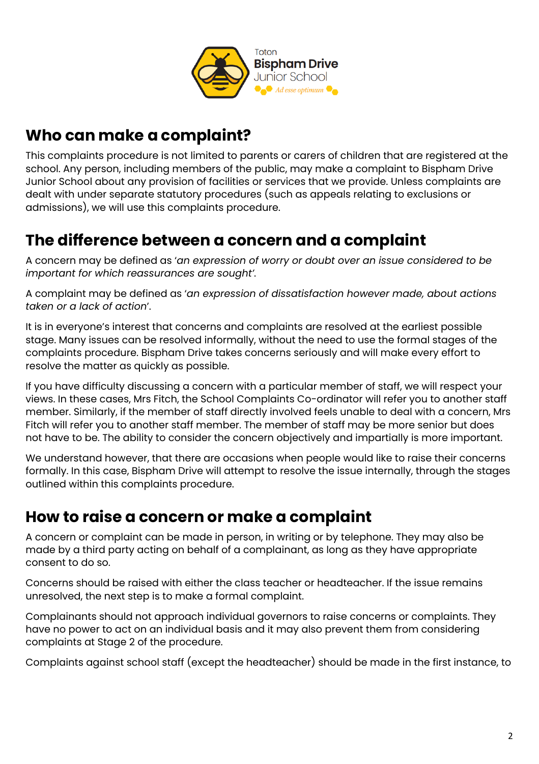## Who can make a complaint?

This complaints procedure is not limited to parents or carers of children that are registered at the school. Any person, including members of the public, may make a complaint to Bispham Drive Junior School about any provision of facilities or services that we provide. Unless complaints are dealt with under separate statutory procedures (such as appeals relating to exclusions or admissions), we will use this complaints procedure.

## The difference between a concern and a complaint

A concern may be defined as '*an expression of worry or doubt over an issue considered to be important for which reassurances are sought*'.

A complaint may be defined as '*an expression of dissatisfaction however made, about actions taken or a lack of action*'.

It is in everyone's interest that concerns and complaints are resolved at the earliest possible stage. Many issues can be resolved informally, without the need to use the formal stages of the complaints procedure. Bispham Drive takes concerns seriously and will make every effort to resolve the matter as quickly as possible.

If you have difficulty discussing a concern with a particular member of staff, we will respect your views. In these cases, Mrs Fitch, the School Complaints Co-ordinator will refer you to another staff member. Similarly, if the member of staff directly involved feels unable to deal with a concern, Mrs Fitch will refer you to another staff member. The member of staff may be more senior but does not have to be. The ability to consider the concern objectively and impartially is more important.

We understand however, that there are occasions when people would like to raise their concerns formally. In this case, Bispham Drive will attempt to resolve the issue internally, through the stages outlined within this complaints procedure.

## How to raise a concern or make a complaint

A concern or complaint can be made in person, in writing or by telephone. They may also be made by a third party acting on behalf of a complainant, as long as they have appropriate consent to do so.

Concerns should be raised with either the class teacher or headteacher. If the issue remains unresolved, the next step is to make a formal complaint.

Complainants should not approach individual governors to raise concerns or complaints. They have no power to act on an individual basis and it may also prevent them from considering complaints at Stage 2 of the procedure.

Complaints against school staff (except the headteacher) should be made in the first instance, to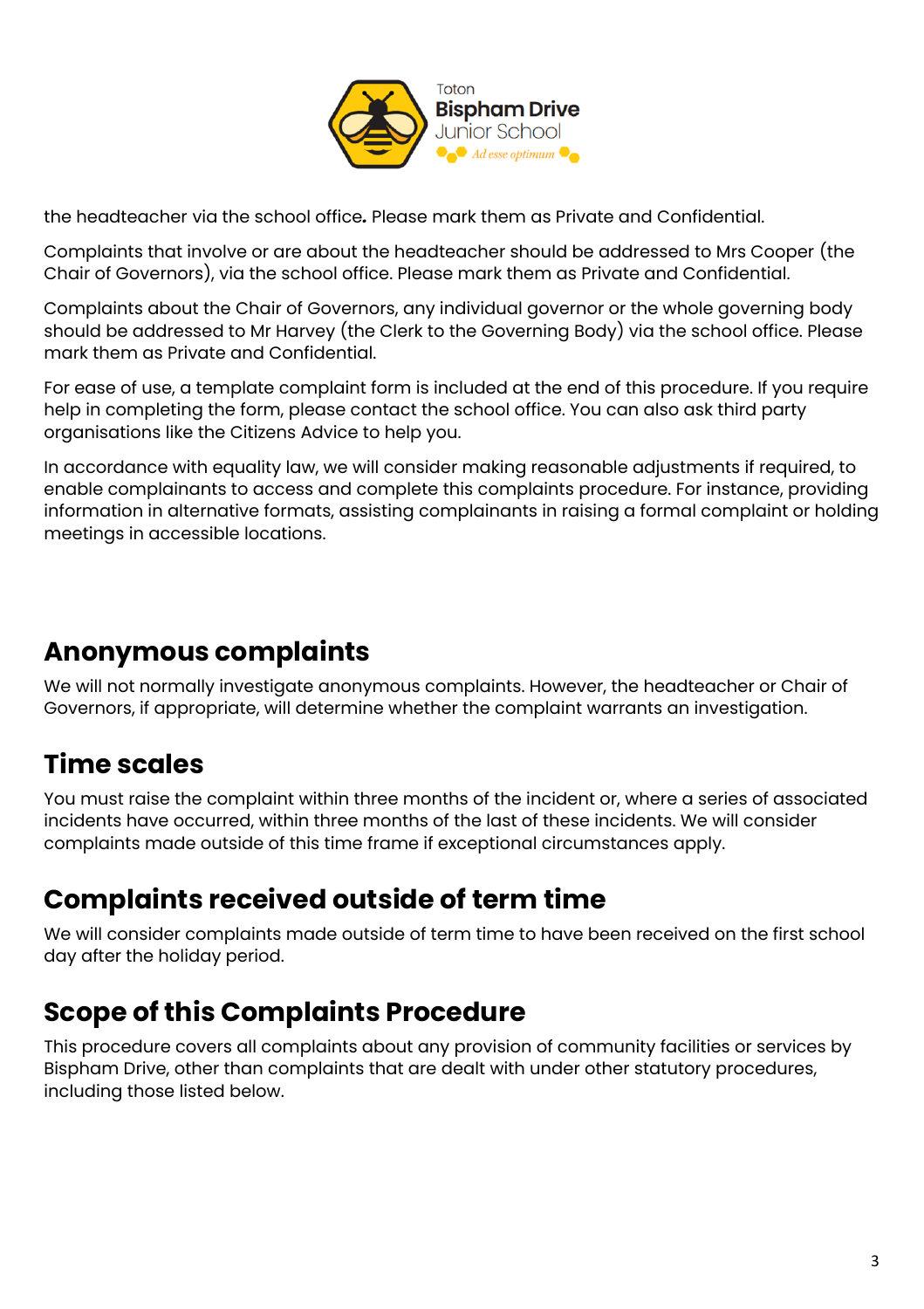the headteacher via the school office**.** Please mark them as Private and Confidential.

Complaints that involve or are about the headteacher should be addressed to Mrs Cooper (the Chair of Governors), via the school office. Please mark them as Private and Confidential.

Complaints about the Chair of Governors, any individual governor or the whole governing body should be addressed to Mr Harvey (the Clerk to the Governing Body) via the school office. Please mark them as Private and Confidential.

For ease of use, a template complaint form is included at the end of this procedure. If you require help in completing the form, please contact the school office. You can also ask third party organisations like the Citizens Advice to help you.

In accordance with equality law, we will consider making reasonable adjustments if required, to enable complainants to access and complete this complaints procedure. For instance, providing information in alternative formats, assisting complainants in raising a formal complaint or holding meetings in accessible locations.

## Anonymous complaints

We will not normally investigate anonymous complaints. However, the headteacher or Chair of Governors, if appropriate, will determine whether the complaint warrants an investigation.

## Time scales

You must raise the complaint within three months of the incident or, where a series of associated incidents have occurred, within three months of the last of these incidents. We will consider complaints made outside of this time frame if exceptional circumstances apply.

## Complaints received outside of term time

We will consider complaints made outside of term time to have been received on the first school day after the holiday period.

## Scope of this Complaints Procedure

This procedure covers all complaints about any provision of community facilities or services by Bispham Drive, other than complaints that are dealt with under other statutory procedures, including those listed below.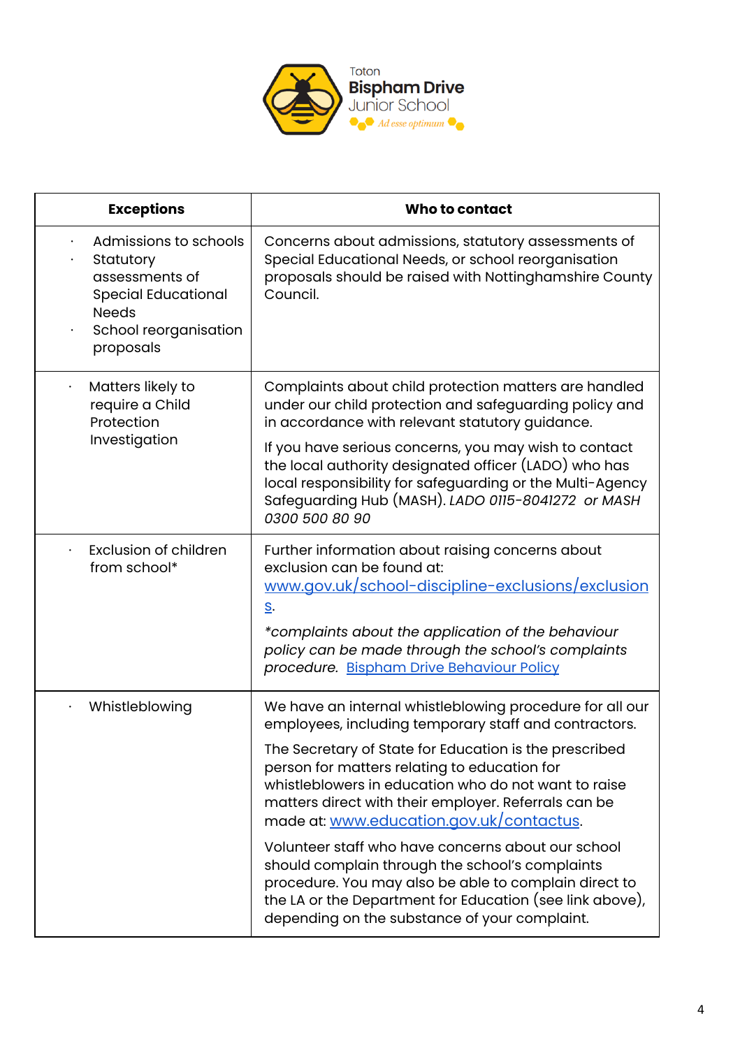| Exceptions | Who to contact |
|---|---|
| · Admissions to schools<br>· Statutory assessments of Special Educational Needs<br>· School reorganisation proposals | Concerns about admissions, statutory assessments of Special Educational Needs, or school reorganisation proposals should be raised with Nottinghamshire County Council. |
| · Matters likely to require a Child Protection Investigation | Complaints about child protection matters are handled under our child protection and safeguarding policy and in accordance with relevant statutory guidance.<br><br>If you have serious concerns, you may wish to contact the local authority designated officer (LADO) who has local responsibility for safeguarding or the Multi-Agency Safeguarding Hub (MASH). *LADO 0115-8041272 or MASH 0300 500 80 90* |
| · Exclusion of children from school* | Further information about raising concerns about exclusion can be found at: [www.gov.uk/school-discipline-exclusions/exclusions](www.gov.uk/school-discipline-exclusions/exclusions).<br><br>**complaints about the application of the behaviour policy can be made through the school's complaints procedure.* [Bispham Drive Behaviour Policy]() |
| · Whistleblowing | We have an internal whistleblowing procedure for all our employees, including temporary staff and contractors.<br><br>The Secretary of State for Education is the prescribed person for matters relating to education for whistleblowers in education who do not want to raise matters direct with their employer. Referrals can be made at: [www.education.gov.uk/contactus](www.education.gov.uk/contactus).<br><br>Volunteer staff who have concerns about our school should complain through the school's complaints procedure. You may also be able to complain direct to the LA or the Department for Education (see link above), depending on the substance of your complaint. |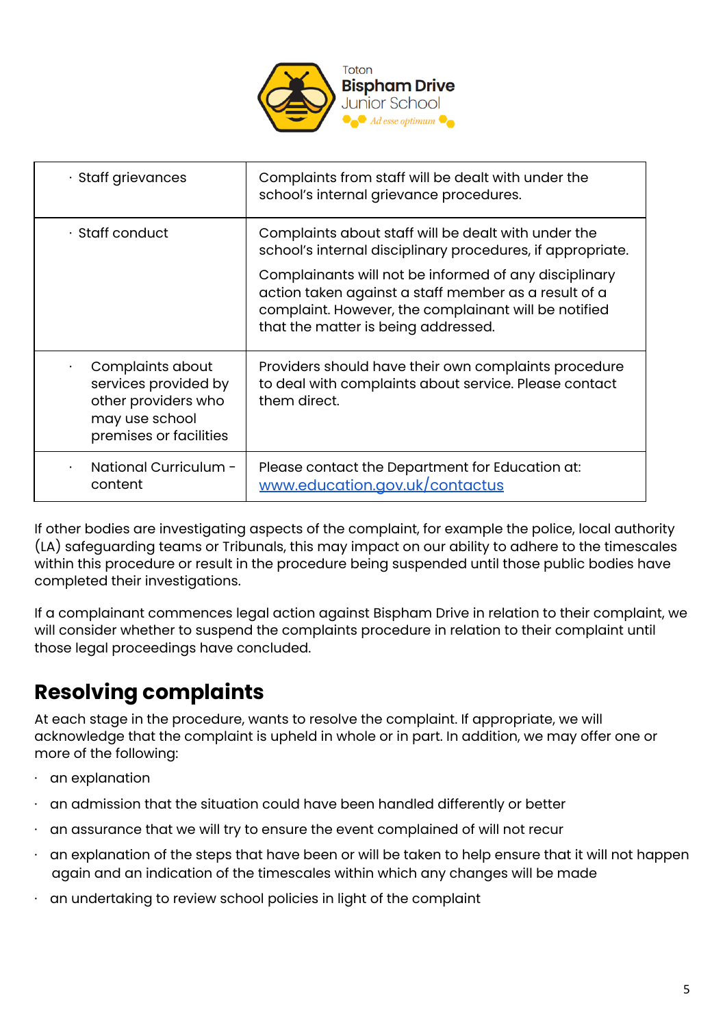| | |
|---|---|
| · Staff grievances | Complaints from staff will be dealt with under the school's internal grievance procedures. |
| · Staff conduct | Complaints about staff will be dealt with under the school's internal disciplinary procedures, if appropriate.<br><br>Complainants will not be informed of any disciplinary action taken against a staff member as a result of a complaint. However, the complainant will be notified that the matter is being addressed. |
| · Complaints about services provided by other providers who may use school premises or facilities | Providers should have their own complaints procedure to deal with complaints about service. Please contact them direct. |
| · National Curriculum - content | Please contact the Department for Education at: [www.education.gov.uk/contactus](http://www.education.gov.uk/contactus) |

If other bodies are investigating aspects of the complaint, for example the police, local authority (LA) safeguarding teams or Tribunals, this may impact on our ability to adhere to the timescales within this procedure or result in the procedure being suspended until those public bodies have completed their investigations.

If a complainant commences legal action against Bispham Drive in relation to their complaint, we will consider whether to suspend the complaints procedure in relation to their complaint until those legal proceedings have concluded.

## Resolving complaints

At each stage in the procedure, wants to resolve the complaint. If appropriate, we will acknowledge that the complaint is upheld in whole or in part. In addition, we may offer one or more of the following:

- an explanation
- an admission that the situation could have been handled differently or better
- an assurance that we will try to ensure the event complained of will not recur
- an explanation of the steps that have been or will be taken to help ensure that it will not happen again and an indication of the timescales within which any changes will be made
- an undertaking to review school policies in light of the complaint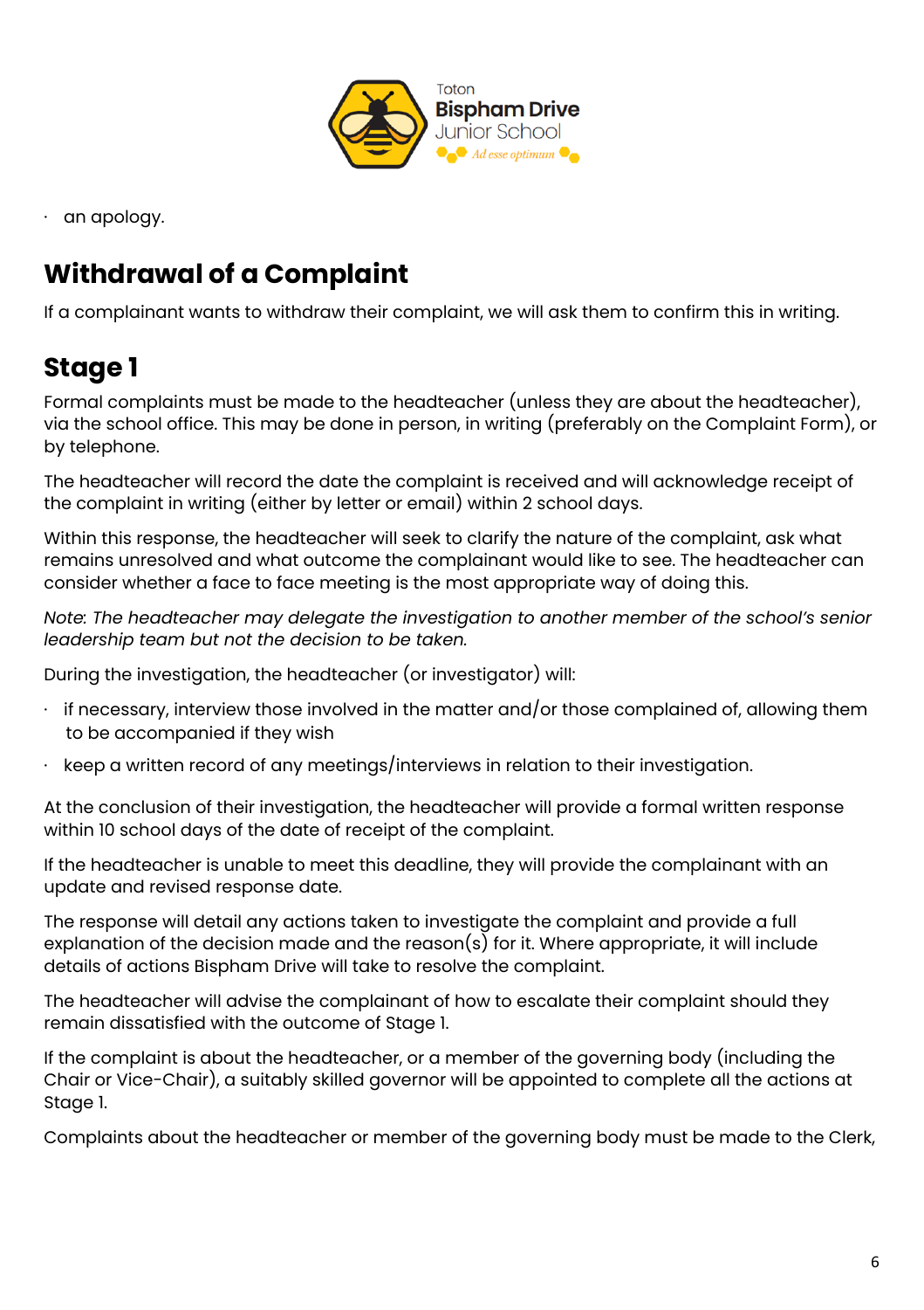- an apology.

## Withdrawal of a Complaint

If a complainant wants to withdraw their complaint, we will ask them to confirm this in writing.

## Stage 1

Formal complaints must be made to the headteacher (unless they are about the headteacher), via the school office. This may be done in person, in writing (preferably on the Complaint Form), or by telephone.

The headteacher will record the date the complaint is received and will acknowledge receipt of the complaint in writing (either by letter or email) within 2 school days.

Within this response, the headteacher will seek to clarify the nature of the complaint, ask what remains unresolved and what outcome the complainant would like to see. The headteacher can consider whether a face to face meeting is the most appropriate way of doing this.

*Note: The headteacher may delegate the investigation to another member of the school's senior leadership team but not the decision to be taken.*

During the investigation, the headteacher (or investigator) will:

- if necessary, interview those involved in the matter and/or those complained of, allowing them to be accompanied if they wish
- keep a written record of any meetings/interviews in relation to their investigation.

At the conclusion of their investigation, the headteacher will provide a formal written response within 10 school days of the date of receipt of the complaint.

If the headteacher is unable to meet this deadline, they will provide the complainant with an update and revised response date.

The response will detail any actions taken to investigate the complaint and provide a full explanation of the decision made and the reason(s) for it. Where appropriate, it will include details of actions Bispham Drive will take to resolve the complaint.

The headteacher will advise the complainant of how to escalate their complaint should they remain dissatisfied with the outcome of Stage 1.

If the complaint is about the headteacher, or a member of the governing body (including the Chair or Vice-Chair), a suitably skilled governor will be appointed to complete all the actions at Stage 1.

Complaints about the headteacher or member of the governing body must be made to the Clerk,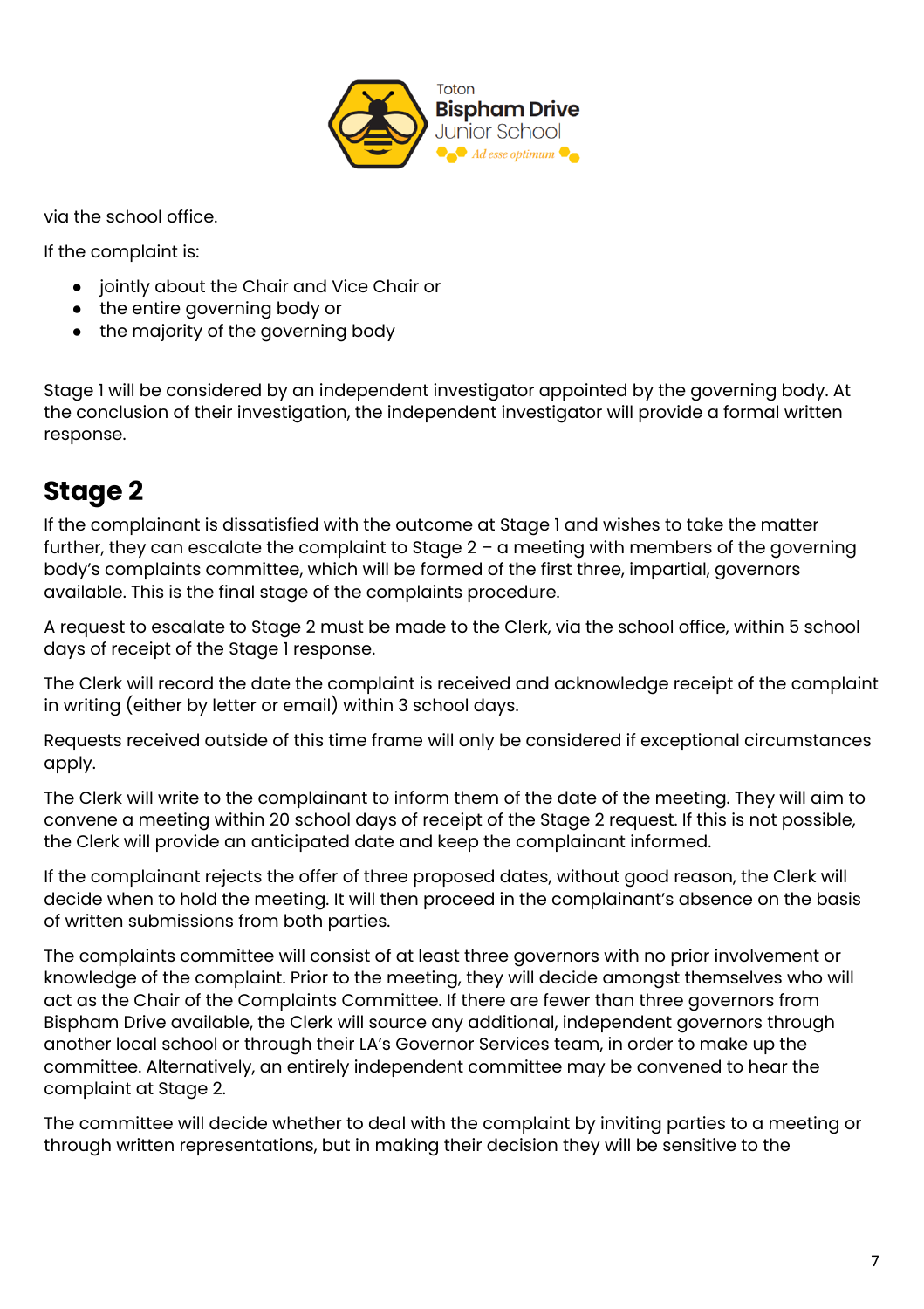via the school office.

If the complaint is:

- jointly about the Chair and Vice Chair or
- the entire governing body or
- the majority of the governing body

Stage 1 will be considered by an independent investigator appointed by the governing body. At the conclusion of their investigation, the independent investigator will provide a formal written response.

## Stage 2

If the complainant is dissatisfied with the outcome at Stage 1 and wishes to take the matter further, they can escalate the complaint to Stage 2 – a meeting with members of the governing body's complaints committee, which will be formed of the first three, impartial, governors available. This is the final stage of the complaints procedure.

A request to escalate to Stage 2 must be made to the Clerk, via the school office, within 5 school days of receipt of the Stage 1 response.

The Clerk will record the date the complaint is received and acknowledge receipt of the complaint in writing (either by letter or email) within 3 school days.

Requests received outside of this time frame will only be considered if exceptional circumstances apply.

The Clerk will write to the complainant to inform them of the date of the meeting. They will aim to convene a meeting within 20 school days of receipt of the Stage 2 request. If this is not possible, the Clerk will provide an anticipated date and keep the complainant informed.

If the complainant rejects the offer of three proposed dates, without good reason, the Clerk will decide when to hold the meeting. It will then proceed in the complainant's absence on the basis of written submissions from both parties.

The complaints committee will consist of at least three governors with no prior involvement or knowledge of the complaint. Prior to the meeting, they will decide amongst themselves who will act as the Chair of the Complaints Committee. If there are fewer than three governors from Bispham Drive available, the Clerk will source any additional, independent governors through another local school or through their LA's Governor Services team, in order to make up the committee. Alternatively, an entirely independent committee may be convened to hear the complaint at Stage 2.

The committee will decide whether to deal with the complaint by inviting parties to a meeting or through written representations, but in making their decision they will be sensitive to the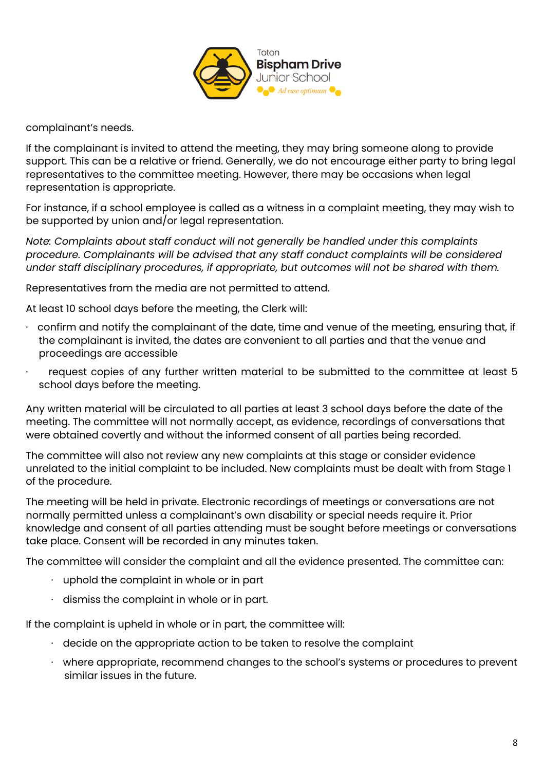complainant's needs.

If the complainant is invited to attend the meeting, they may bring someone along to provide support. This can be a relative or friend. Generally, we do not encourage either party to bring legal representatives to the committee meeting. However, there may be occasions when legal representation is appropriate.

For instance, if a school employee is called as a witness in a complaint meeting, they may wish to be supported by union and/or legal representation.

*Note: Complaints about staff conduct will not generally be handled under this complaints procedure. Complainants will be advised that any staff conduct complaints will be considered under staff disciplinary procedures, if appropriate, but outcomes will not be shared with them.*

Representatives from the media are not permitted to attend.

At least 10 school days before the meeting, the Clerk will:

- confirm and notify the complainant of the date, time and venue of the meeting, ensuring that, if the complainant is invited, the dates are convenient to all parties and that the venue and proceedings are accessible
- request copies of any further written material to be submitted to the committee at least 5 school days before the meeting.

Any written material will be circulated to all parties at least 3 school days before the date of the meeting. The committee will not normally accept, as evidence, recordings of conversations that were obtained covertly and without the informed consent of all parties being recorded.

The committee will also not review any new complaints at this stage or consider evidence unrelated to the initial complaint to be included. New complaints must be dealt with from Stage 1 of the procedure.

The meeting will be held in private. Electronic recordings of meetings or conversations are not normally permitted unless a complainant's own disability or special needs require it. Prior knowledge and consent of all parties attending must be sought before meetings or conversations take place. Consent will be recorded in any minutes taken.

The committee will consider the complaint and all the evidence presented. The committee can:

- uphold the complaint in whole or in part
- dismiss the complaint in whole or in part.

If the complaint is upheld in whole or in part, the committee will:

- decide on the appropriate action to be taken to resolve the complaint
- where appropriate, recommend changes to the school's systems or procedures to prevent similar issues in the future.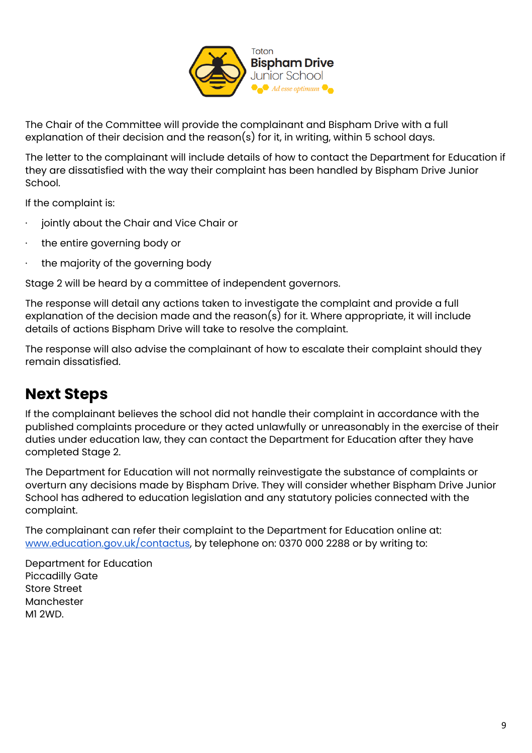The Chair of the Committee will provide the complainant and Bispham Drive with a full explanation of their decision and the reason(s) for it, in writing, within 5 school days.

The letter to the complainant will include details of how to contact the Department for Education if they are dissatisfied with the way their complaint has been handled by Bispham Drive Junior School.

If the complaint is:

- jointly about the Chair and Vice Chair or
- the entire governing body or
- the majority of the governing body

Stage 2 will be heard by a committee of independent governors.

The response will detail any actions taken to investigate the complaint and provide a full explanation of the decision made and the reason(s) for it. Where appropriate, it will include details of actions Bispham Drive will take to resolve the complaint.

The response will also advise the complainant of how to escalate their complaint should they remain dissatisfied.

## Next Steps

If the complainant believes the school did not handle their complaint in accordance with the published complaints procedure or they acted unlawfully or unreasonably in the exercise of their duties under education law, they can contact the Department for Education after they have completed Stage 2.

The Department for Education will not normally reinvestigate the substance of complaints or overturn any decisions made by Bispham Drive. They will consider whether Bispham Drive Junior School has adhered to education legislation and any statutory policies connected with the complaint.

The complainant can refer their complaint to the Department for Education online at: [www.education.gov.uk/contactus](www.education.gov.uk/contactus), by telephone on: 0370 000 2288 or by writing to:

Department for Education
Piccadilly Gate
Store Street
Manchester
M1 2WD.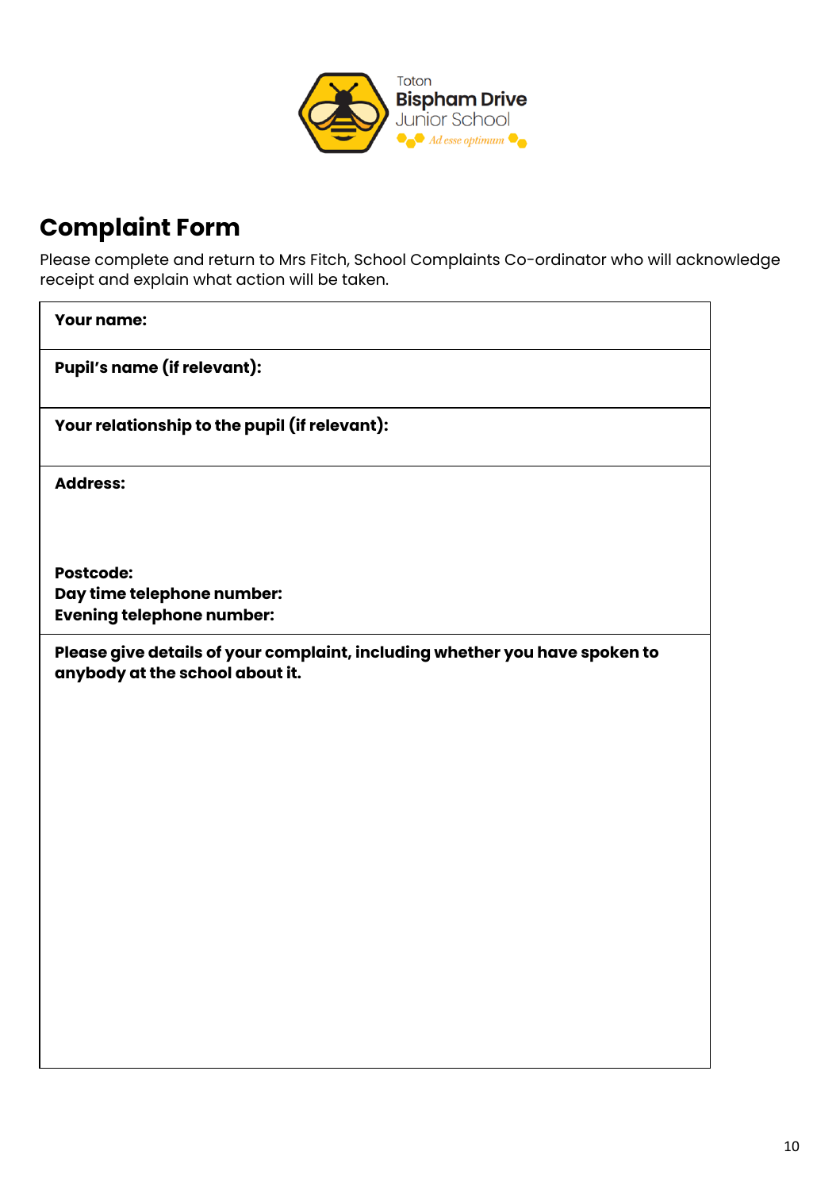Toton
Bispham Drive
Junior School
*Ad esse optimum*

## Complaint Form

Please complete and return to Mrs Fitch, School Complaints Co-ordinator who will acknowledge receipt and explain what action will be taken.

| **Your name:** |
|---|
| **Pupil's name (if relevant):** |
| **Your relationship to the pupil (if relevant):** |
| **Address:**<br><br><br>**Postcode:**<br>**Day time telephone number:**<br>**Evening telephone number:** |
| **Please give details of your complaint, including whether you have spoken to anybody at the school about it.** |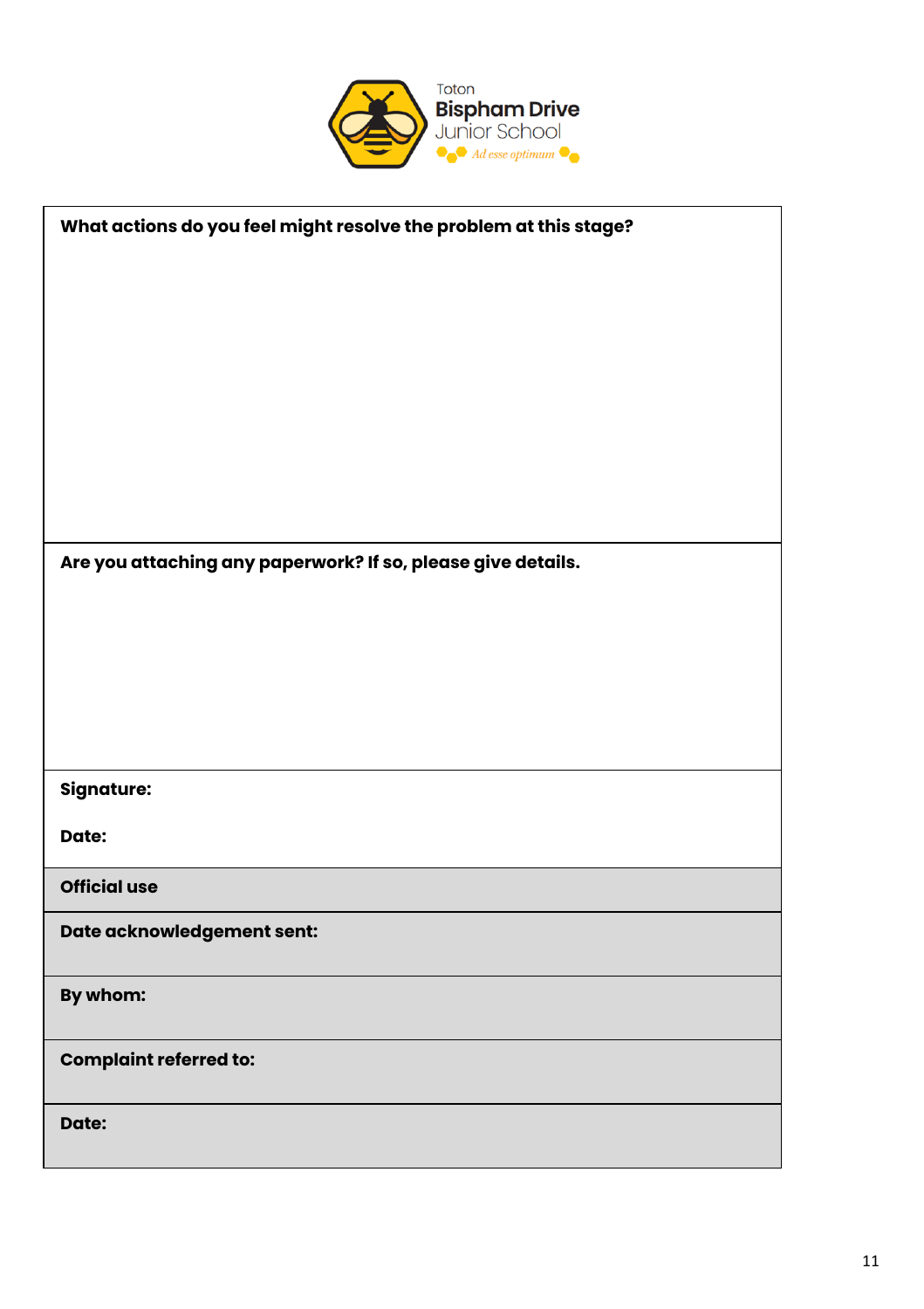Toton
**Bispham Drive**
Junior School
*Ad esse optimum*

| **What actions do you feel might resolve the problem at this stage?** |
|---|
| |
| **Are you attaching any paperwork? If so, please give details.** |
| |
| **Signature:**<br><br>**Date:** |
| **Official use** |
| **Date acknowledgement sent:** |
| **By whom:** |
| **Complaint referred to:** |
| **Date:** |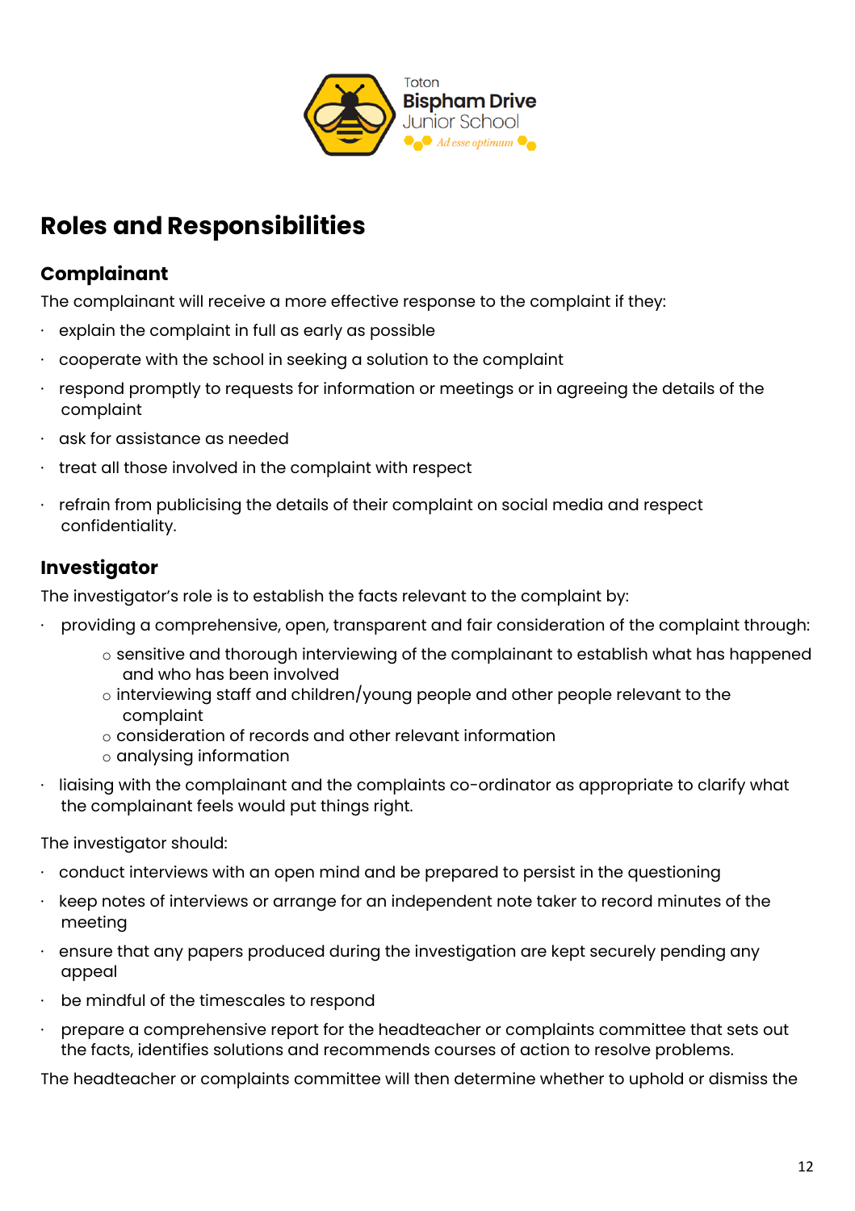## Roles and Responsibilities

### Complainant

The complainant will receive a more effective response to the complaint if they:

- explain the complaint in full as early as possible
- cooperate with the school in seeking a solution to the complaint
- respond promptly to requests for information or meetings or in agreeing the details of the complaint
- ask for assistance as needed
- treat all those involved in the complaint with respect
- refrain from publicising the details of their complaint on social media and respect confidentiality.

### Investigator

The investigator's role is to establish the facts relevant to the complaint by:

- providing a comprehensive, open, transparent and fair consideration of the complaint through:
  - sensitive and thorough interviewing of the complainant to establish what has happened and who has been involved
  - interviewing staff and children/young people and other people relevant to the complaint
  - consideration of records and other relevant information
  - analysing information
- liaising with the complainant and the complaints co-ordinator as appropriate to clarify what the complainant feels would put things right.

The investigator should:

- conduct interviews with an open mind and be prepared to persist in the questioning
- keep notes of interviews or arrange for an independent note taker to record minutes of the meeting
- ensure that any papers produced during the investigation are kept securely pending any appeal
- be mindful of the timescales to respond
- prepare a comprehensive report for the headteacher or complaints committee that sets out the facts, identifies solutions and recommends courses of action to resolve problems.

The headteacher or complaints committee will then determine whether to uphold or dismiss the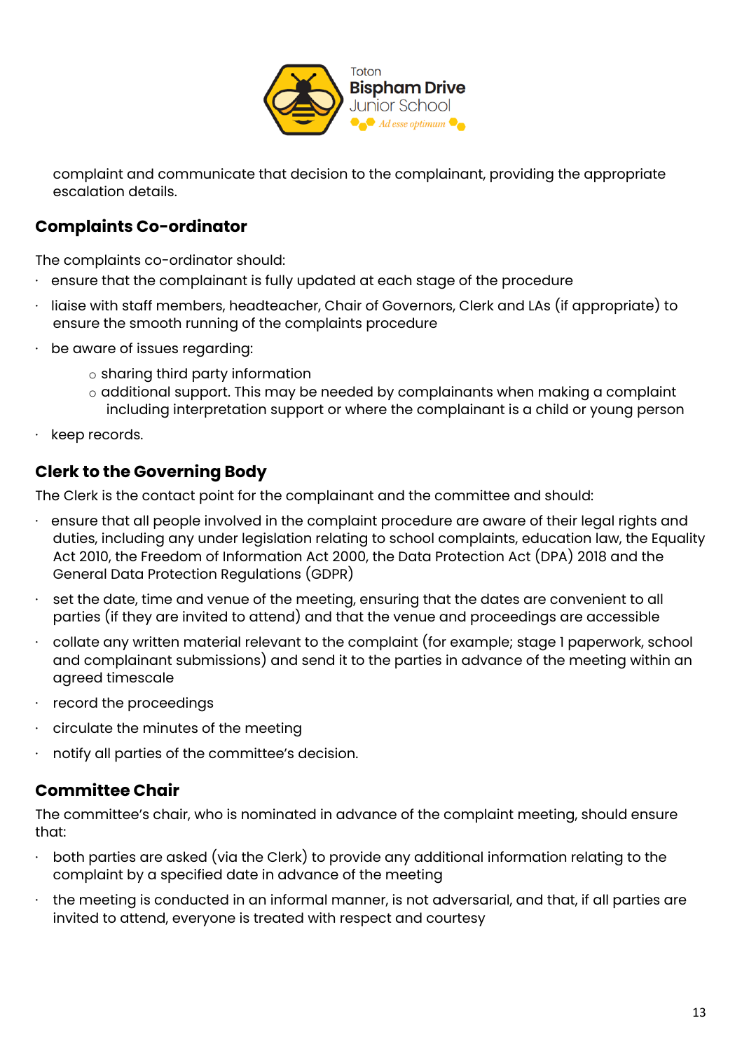complaint and communicate that decision to the complainant, providing the appropriate escalation details.

## Complaints Co-ordinator

The complaints co-ordinator should:

- ensure that the complainant is fully updated at each stage of the procedure
- liaise with staff members, headteacher, Chair of Governors, Clerk and LAs (if appropriate) to ensure the smooth running of the complaints procedure
- be aware of issues regarding:
  - sharing third party information
  - additional support. This may be needed by complainants when making a complaint including interpretation support or where the complainant is a child or young person
- keep records.

## Clerk to the Governing Body

The Clerk is the contact point for the complainant and the committee and should:

- ensure that all people involved in the complaint procedure are aware of their legal rights and duties, including any under legislation relating to school complaints, education law, the Equality Act 2010, the Freedom of Information Act 2000, the Data Protection Act (DPA) 2018 and the General Data Protection Regulations (GDPR)
- set the date, time and venue of the meeting, ensuring that the dates are convenient to all parties (if they are invited to attend) and that the venue and proceedings are accessible
- collate any written material relevant to the complaint (for example; stage 1 paperwork, school and complainant submissions) and send it to the parties in advance of the meeting within an agreed timescale
- record the proceedings
- circulate the minutes of the meeting
- notify all parties of the committee's decision.

## Committee Chair

The committee's chair, who is nominated in advance of the complaint meeting, should ensure that:

- both parties are asked (via the Clerk) to provide any additional information relating to the complaint by a specified date in advance of the meeting
- the meeting is conducted in an informal manner, is not adversarial, and that, if all parties are invited to attend, everyone is treated with respect and courtesy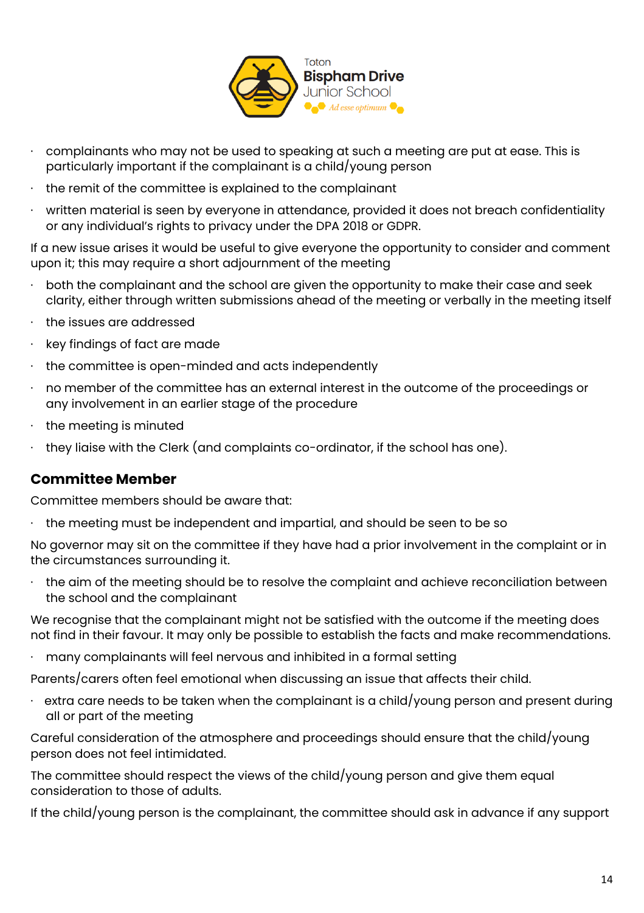- complainants who may not be used to speaking at such a meeting are put at ease. This is particularly important if the complainant is a child/young person
- the remit of the committee is explained to the complainant
- written material is seen by everyone in attendance, provided it does not breach confidentiality or any individual's rights to privacy under the DPA 2018 or GDPR.

If a new issue arises it would be useful to give everyone the opportunity to consider and comment upon it; this may require a short adjournment of the meeting

- both the complainant and the school are given the opportunity to make their case and seek clarity, either through written submissions ahead of the meeting or verbally in the meeting itself
- the issues are addressed
- key findings of fact are made
- the committee is open-minded and acts independently
- no member of the committee has an external interest in the outcome of the proceedings or any involvement in an earlier stage of the procedure
- the meeting is minuted
- they liaise with the Clerk (and complaints co-ordinator, if the school has one).

## Committee Member

Committee members should be aware that:

- the meeting must be independent and impartial, and should be seen to be so

No governor may sit on the committee if they have had a prior involvement in the complaint or in the circumstances surrounding it.

- the aim of the meeting should be to resolve the complaint and achieve reconciliation between the school and the complainant

We recognise that the complainant might not be satisfied with the outcome if the meeting does not find in their favour. It may only be possible to establish the facts and make recommendations.

- many complainants will feel nervous and inhibited in a formal setting

Parents/carers often feel emotional when discussing an issue that affects their child.

- extra care needs to be taken when the complainant is a child/young person and present during all or part of the meeting

Careful consideration of the atmosphere and proceedings should ensure that the child/young person does not feel intimidated.

The committee should respect the views of the child/young person and give them equal consideration to those of adults.

If the child/young person is the complainant, the committee should ask in advance if any support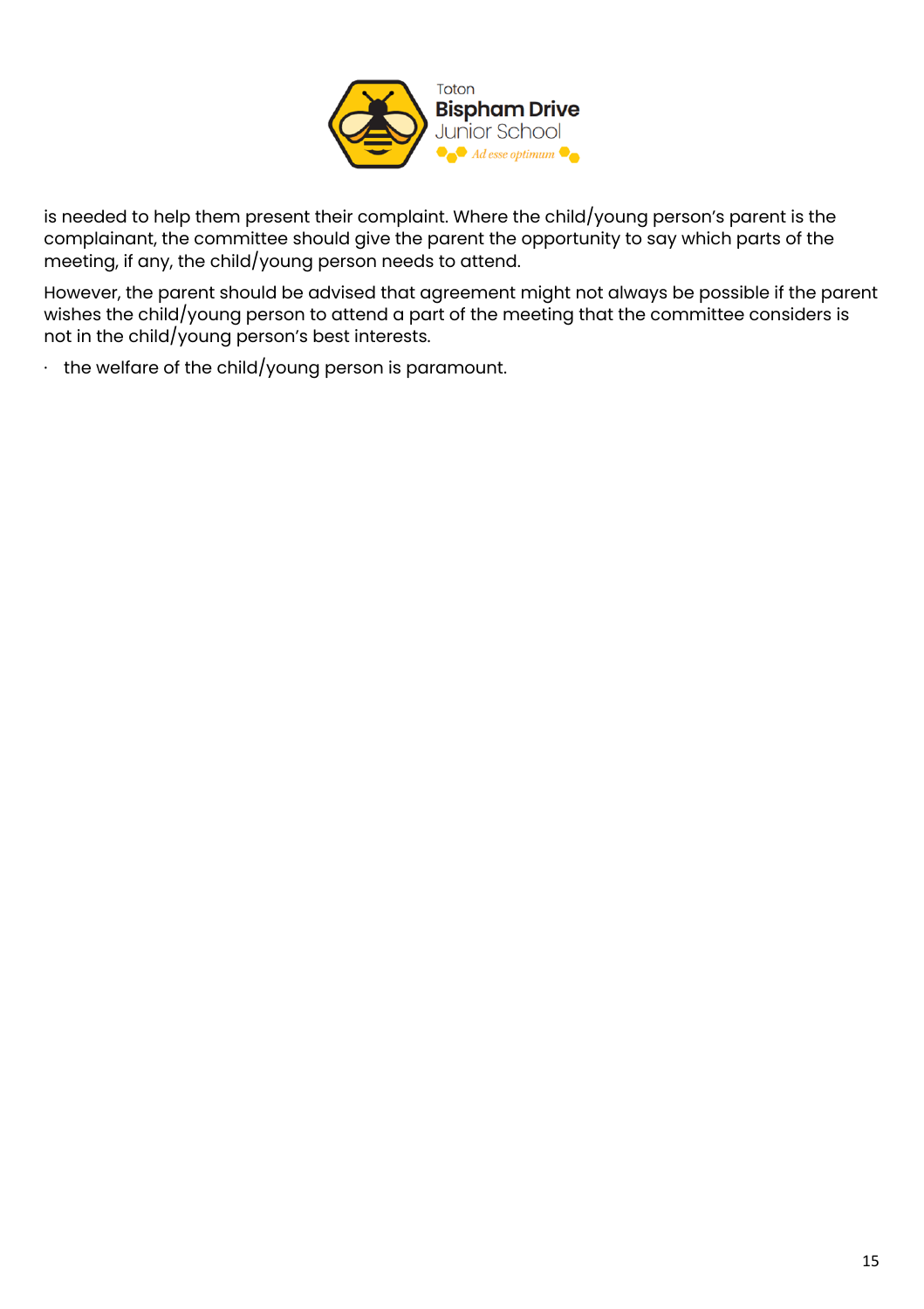is needed to help them present their complaint. Where the child/young person's parent is the complainant, the committee should give the parent the opportunity to say which parts of the meeting, if any, the child/young person needs to attend.

However, the parent should be advised that agreement might not always be possible if the parent wishes the child/young person to attend a part of the meeting that the committee considers is not in the child/young person's best interests.

- the welfare of the child/young person is paramount.